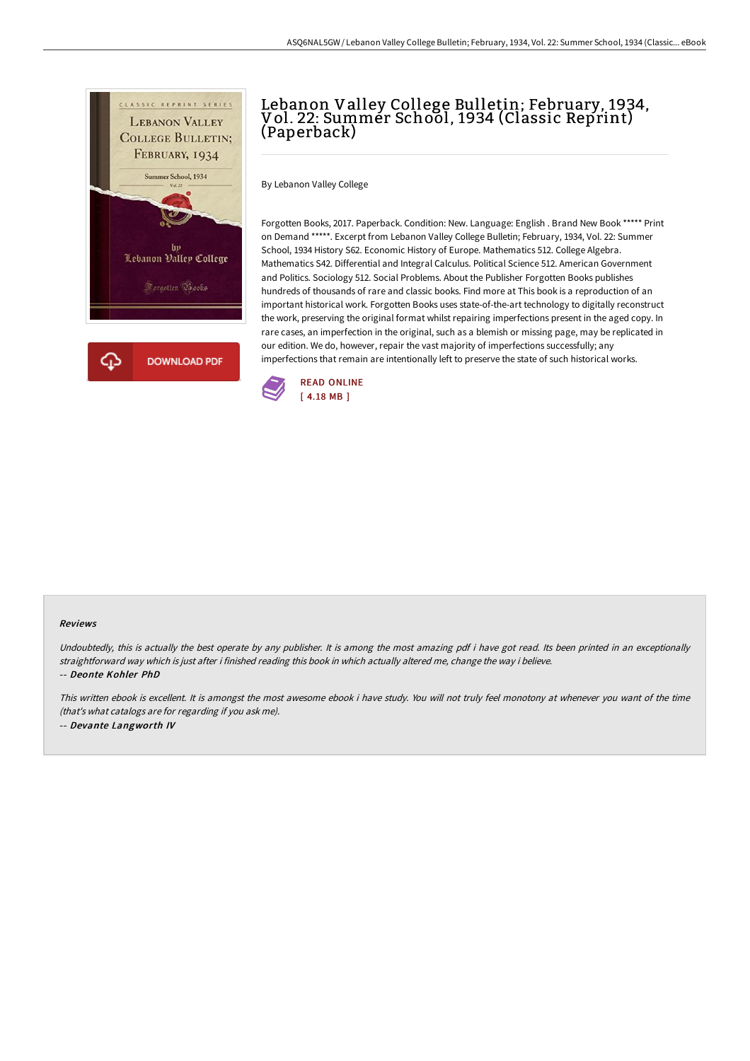# Lebanon Valley College Bulletin; February, 1934, Vol. 22: Summer School, 1934 (Classic Reprint) (Paperback)

By Lebanon Valley College

Forgotten Books, 2017. Paperback. Condition: New. Language: English . Brand New Book ***** Print on Demand *****. Excerpt from Lebanon Valley College Bulletin; February, 1934, Vol. 22: Summer School, 1934 History S62. Economic History of Europe. Mathematics 512. College Algebra. Mathematics S42. Differential and Integral Calculus. Political Science 512. American Government and Politics. Sociology 512. Social Problems. About the Publisher Forgotten Books publishes hundreds of thousands of rare and classic books. Find more at This book is a reproduction of an important historical work. Forgotten Books uses state-of-the-art technology to digitally reconstruct the work, preserving the original format whilst repairing imperfections present in the aged copy. In rare cases, an imperfection in the original, such as a blemish or missing page, may be replicated in our edition. We do, however, repair the vast majority of imperfections successfully; any imperfections that remain are intentionally left to preserve the state of such historical works.

DOWNLOAD PDF

READ ONLINE
[ 4.18 MB ]

### Reviews

*Undoubtedly, this is actually the best operate by any publisher. It is among the most amazing pdf i have got read. Its been printed in an exceptionally straightforward way which is just after i finished reading this book in which actually altered me, change the way i believe.*

-- ***Deonte Kohler PhD***

*This written ebook is excellent. It is amongst the most awesome ebook i have study. You will not truly feel monotony at whenever you want of the time (that's what catalogs are for regarding if you ask me).*

-- ***Devante Langworth IV***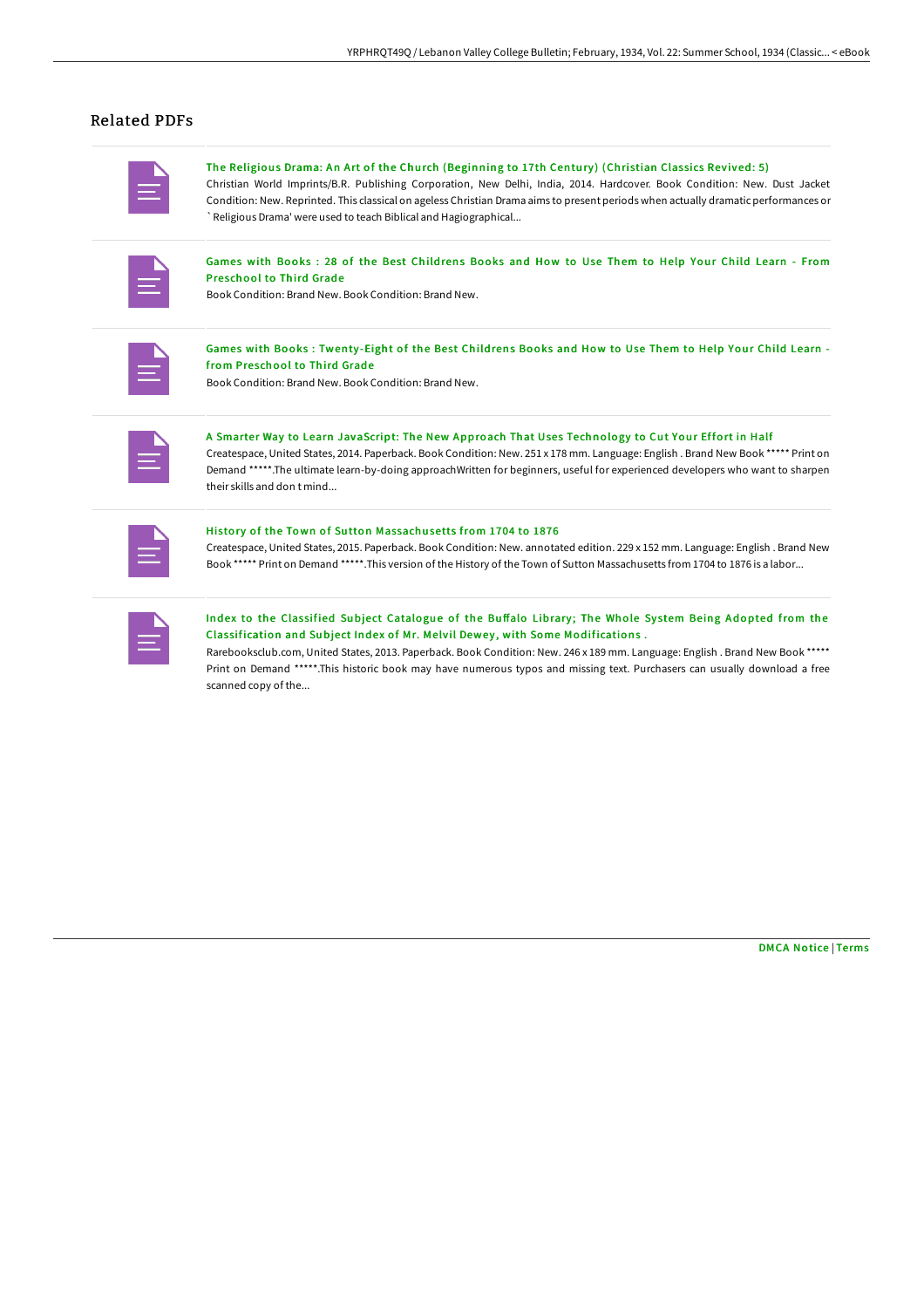## Related PDFs

**The Religious Drama: An Art of the Church (Beginning to 17th Century) (Christian Classics Revived: 5)**

Christian World Imprints/B.R. Publishing Corporation, New Delhi, India, 2014. Hardcover. Book Condition: New. Dust Jacket Condition: New. Reprinted. This classical on ageless Christian Drama aims to present periods when actually dramatic performances or `Religious Drama' were used to teach Biblical and Hagiographical...

**Games with Books : 28 of the Best Childrens Books and How to Use Them to Help Your Child Learn - From Preschool to Third Grade**

Book Condition: Brand New. Book Condition: Brand New.

**Games with Books : Twenty-Eight of the Best Childrens Books and How to Use Them to Help Your Child Learn - from Preschool to Third Grade**

Book Condition: Brand New. Book Condition: Brand New.

**A Smarter Way to Learn JavaScript: The New Approach That Uses Technology to Cut Your Effort in Half**

Createspace, United States, 2014. Paperback. Book Condition: New. 251 x 178 mm. Language: English . Brand New Book ***** Print on Demand *****.The ultimate learn-by-doing approachWritten for beginners, useful for experienced developers who want to sharpen their skills and don t mind...

**History of the Town of Sutton Massachusetts from 1704 to 1876**

Createspace, United States, 2015. Paperback. Book Condition: New. annotated edition. 229 x 152 mm. Language: English . Brand New Book ***** Print on Demand *****.This version of the History of the Town of Sutton Massachusetts from 1704 to 1876 is a labor...

**Index to the Classified Subject Catalogue of the Buffalo Library; The Whole System Being Adopted from the Classification and Subject Index of Mr. Melvil Dewey, with Some Modifications .**

Rarebooksclub.com, United States, 2013. Paperback. Book Condition: New. 246 x 189 mm. Language: English . Brand New Book ***** Print on Demand *****.This historic book may have numerous typos and missing text. Purchasers can usually download a free scanned copy of the...